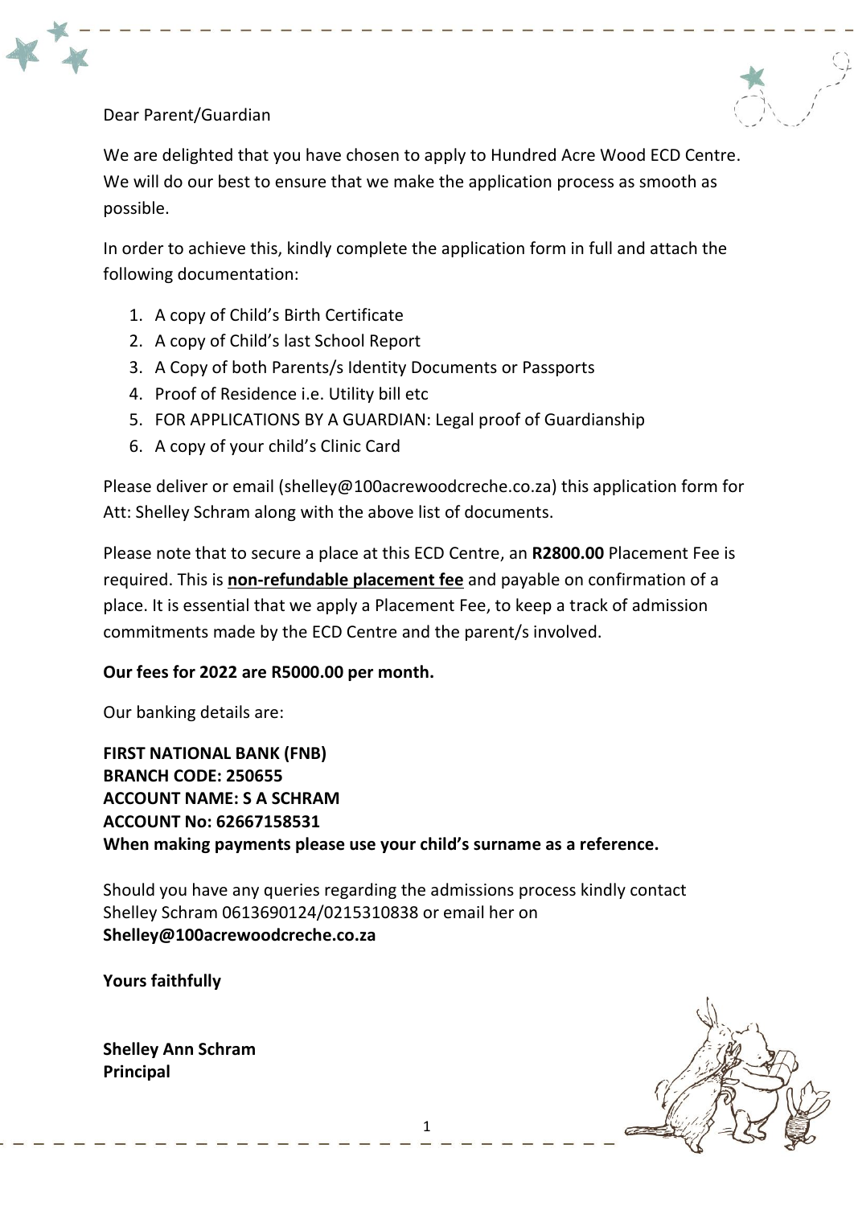Dear Parent/Guardian

We are delighted that you have chosen to apply to Hundred Acre Wood ECD Centre. We will do our best to ensure that we make the application process as smooth as possible.

In order to achieve this, kindly complete the application form in full and attach the following documentation:

1. A copy of Child's Birth Certificate
2. A copy of Child's last School Report
3. A Copy of both Parents/s Identity Documents or Passports
4. Proof of Residence i.e. Utility bill etc
5. FOR APPLICATIONS BY A GUARDIAN: Legal proof of Guardianship
6. A copy of your child's Clinic Card

Please deliver or email (shelley@100acrewoodcreche.co.za) this application form for Att: Shelley Schram along with the above list of documents.

Please note that to secure a place at this ECD Centre, an **R2800.00** Placement Fee is required. This is **non-refundable placement fee** and payable on confirmation of a place. It is essential that we apply a Placement Fee, to keep a track of admission commitments made by the ECD Centre and the parent/s involved.

**Our fees for 2022 are R5000.00 per month.**

Our banking details are:

**FIRST NATIONAL BANK (FNB)**
**BRANCH CODE: 250655**
**ACCOUNT NAME: S A SCHRAM**
**ACCOUNT No: 62667158531**
**When making payments please use your child's surname as a reference.**

Should you have any queries regarding the admissions process kindly contact Shelley Schram 0613690124/0215310838 or email her on **Shelley@100acrewoodcreche.co.za**

**Yours faithfully**

**Shelley Ann Schram**
**Principal**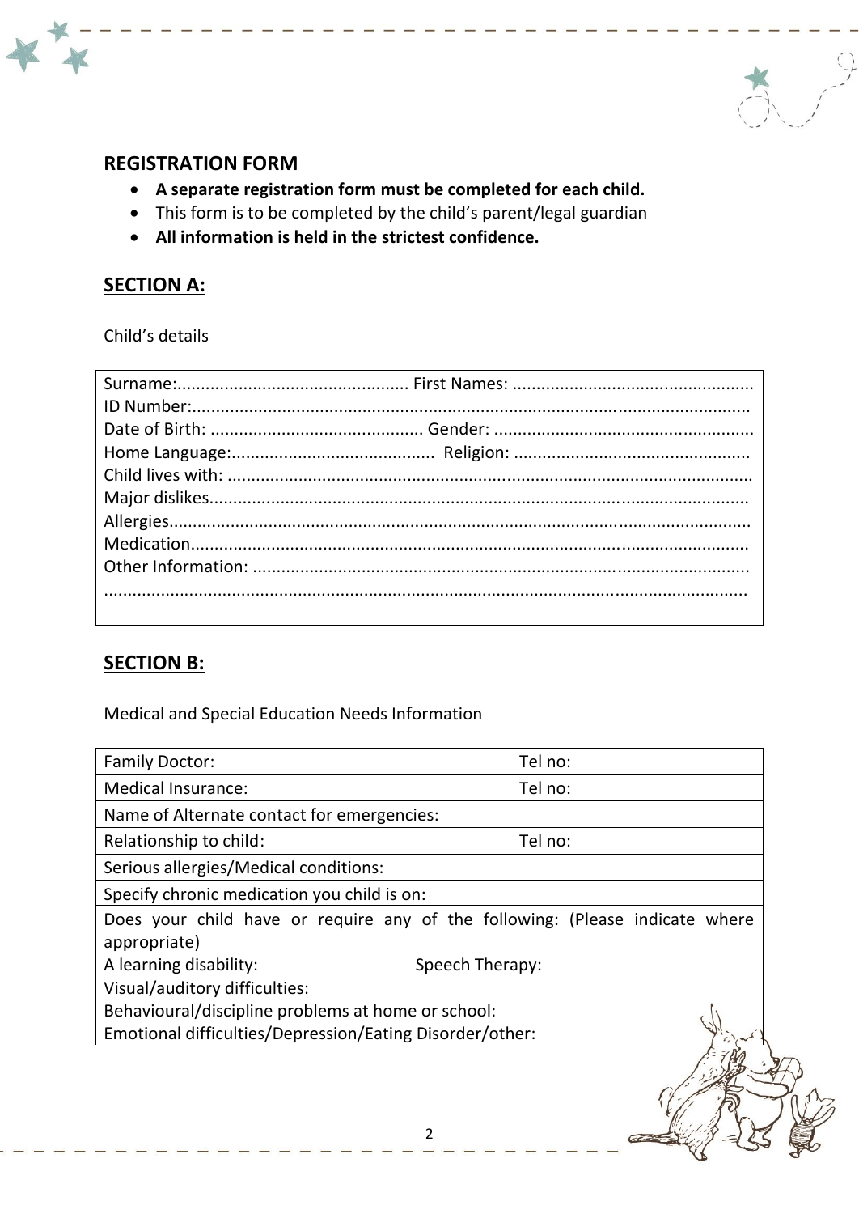## REGISTRATION FORM

- **A separate registration form must be completed for each child.**
- This form is to be completed by the child's parent/legal guardian
- **All information is held in the strictest confidence.**

## SECTION A:

Child's details

Surname:................................................ First Names: .................................................
ID Number:....................................................................................................................
Date of Birth: ............................................ Gender: .....................................................
Home Language:.......................................... Religion: .................................................
Child lives with: ..........................................................................................................
Major dislikes..............................................................................................................
Allergies......................................................................................................................
Medication..................................................................................................................
Other Information: ......................................................................................................
.....................................................................................................................................

## SECTION B:

Medical and Special Education Needs Information

| Family Doctor: | Tel no: |
|---|---|
| Medical Insurance: | Tel no: |
| Name of Alternate contact for emergencies: | |
| Relationship to child: | Tel no: |
| Serious allergies/Medical conditions: | |
| Specify chronic medication you child is on: | |
| Does your child have or require any of the following: (Please indicate where appropriate)<br>A learning disability: Speech Therapy:<br>Visual/auditory difficulties:<br>Behavioural/discipline problems at home or school:<br>Emotional difficulties/Depression/Eating Disorder/other: | |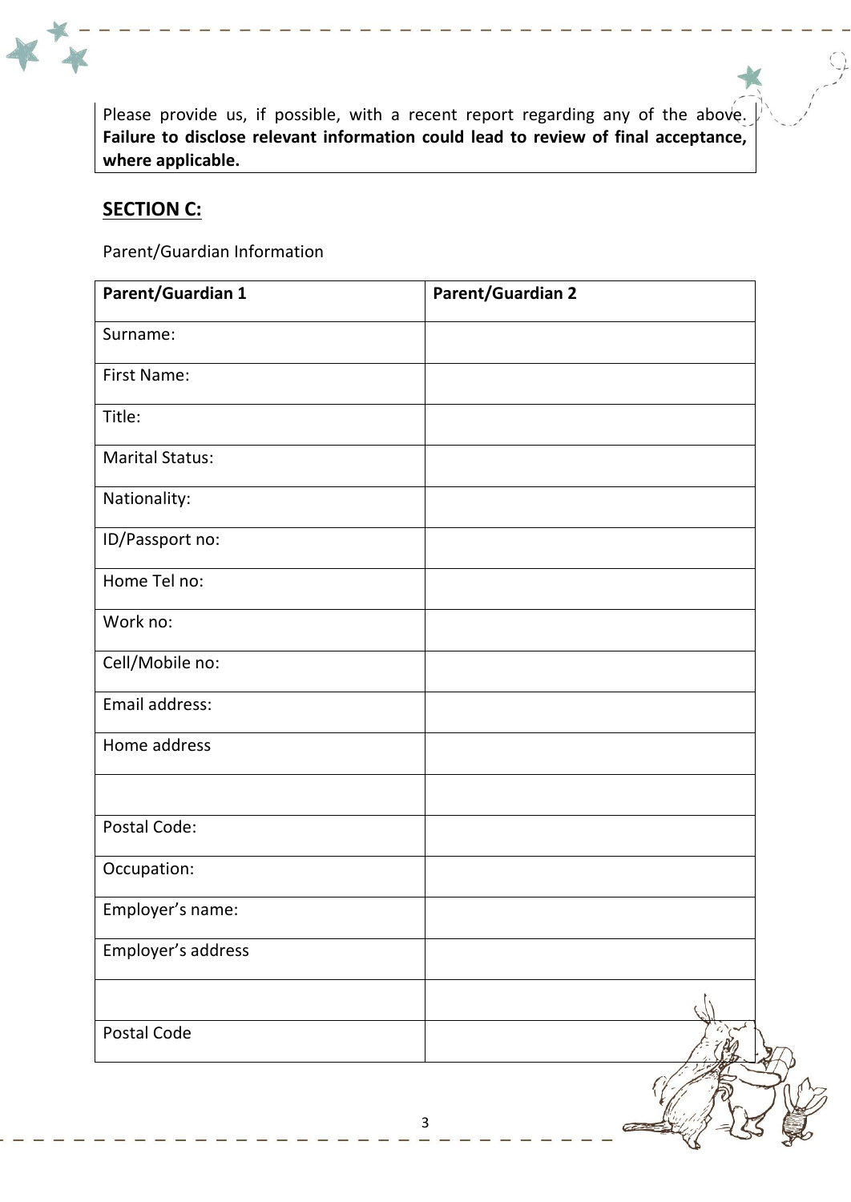Please provide us, if possible, with a recent report regarding any of the above. **Failure to disclose relevant information could lead to review of final acceptance, where applicable.**

## SECTION C:

Parent/Guardian Information

| Parent/Guardian 1 | Parent/Guardian 2 |
|---|---|
| Surname: | |
| First Name: | |
| Title: | |
| Marital Status: | |
| Nationality: | |
| ID/Passport no: | |
| Home Tel no: | |
| Work no: | |
| Cell/Mobile no: | |
| Email address: | |
| Home address | |
| | |
| Postal Code: | |
| Occupation: | |
| Employer's name: | |
| Employer's address | |
| | |
| Postal Code | |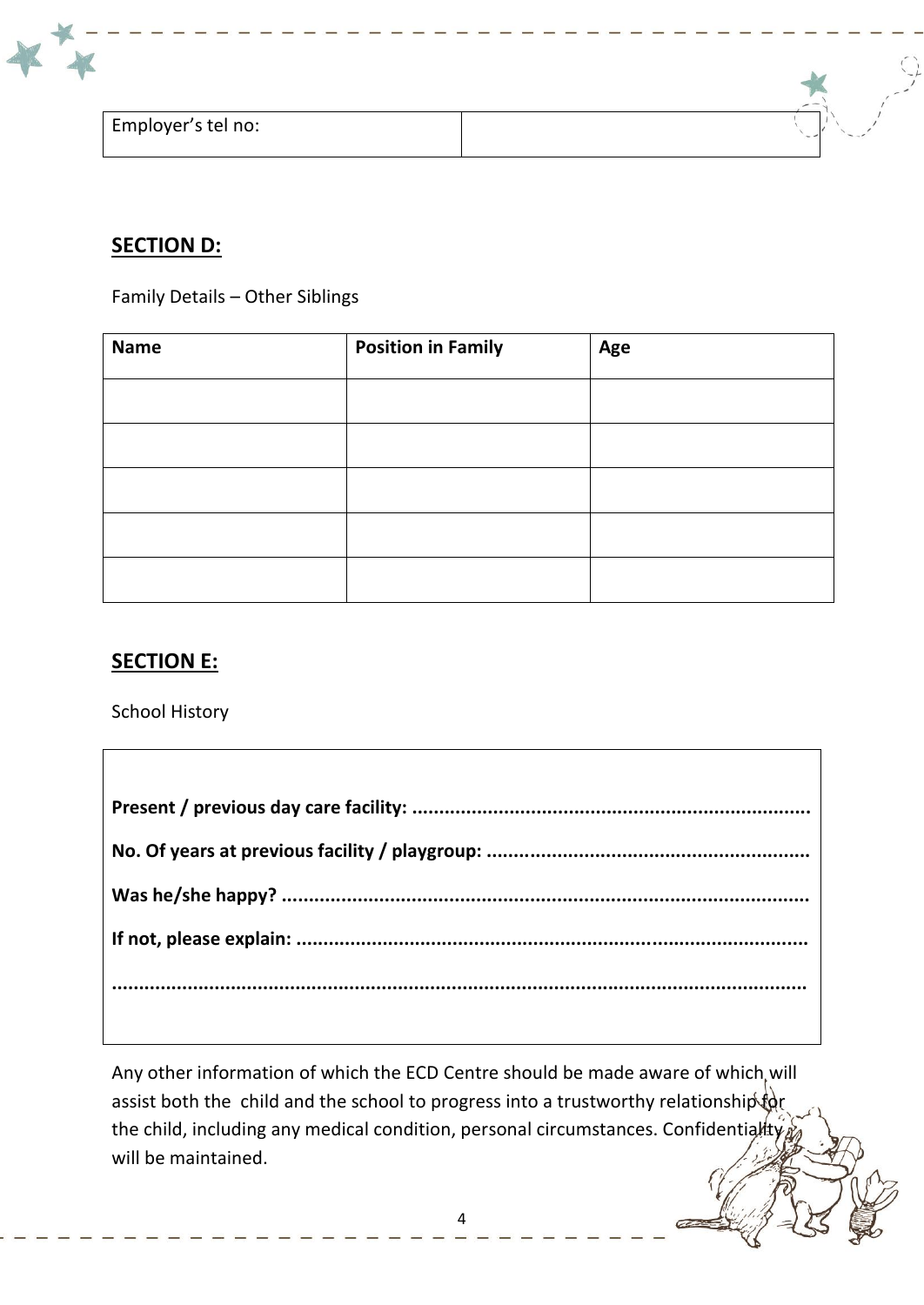| Employer's tel no: | |
|---|---|

## SECTION D:

Family Details – Other Siblings

| Name | Position in Family | Age |
|---|---|---|
| | | |
| | | |
| | | |
| | | |
| | | |

## SECTION E:

School History

**Present / previous day care facility: ........................................................................**

**No. Of years at previous facility / playgroup: ..........................................................**

**Was he/she happy? ...............................................................................................**

**If not, please explain: ...........................................................................................**

**..............................................................................................................................**

Any other information of which the ECD Centre should be made aware of which will assist both the child and the school to progress into a trustworthy relationship for the child, including any medical condition, personal circumstances. Confidentiality will be maintained.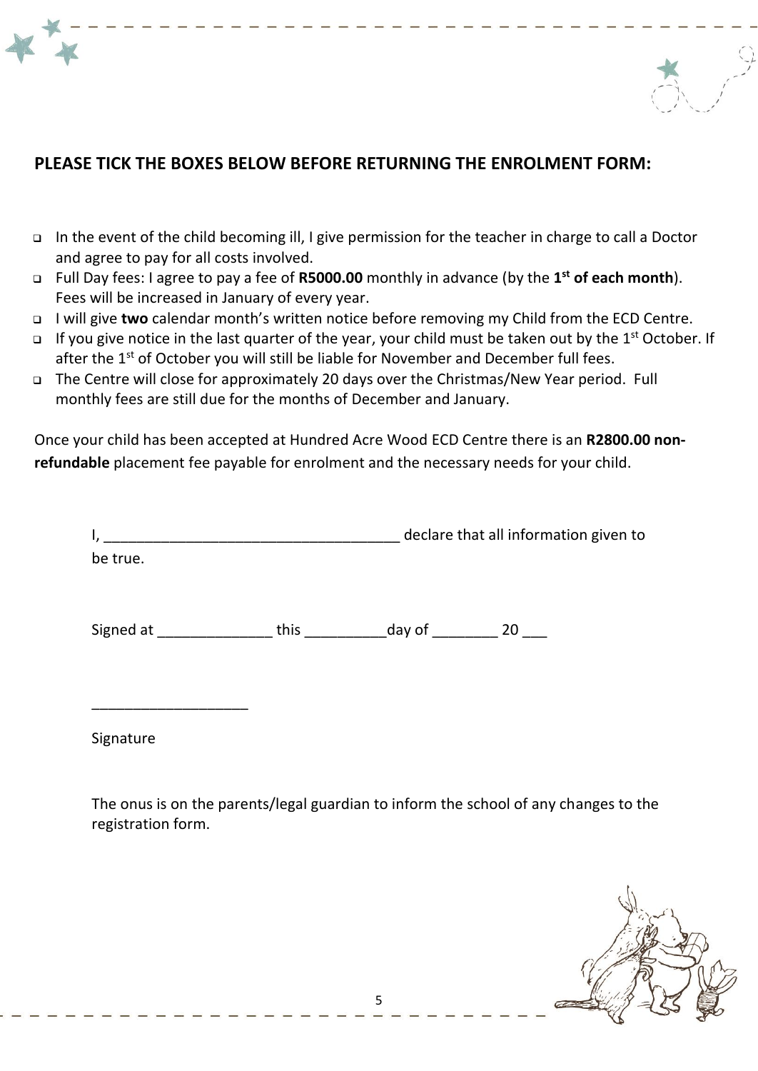## PLEASE TICK THE BOXES BELOW BEFORE RETURNING THE ENROLMENT FORM:

- ☐ In the event of the child becoming ill, I give permission for the teacher in charge to call a Doctor and agree to pay for all costs involved.
- ☐ Full Day fees: I agree to pay a fee of **R5000.00** monthly in advance (by the **1st of each month**). Fees will be increased in January of every year.
- ☐ I will give **two** calendar month's written notice before removing my Child from the ECD Centre.
- ☐ If you give notice in the last quarter of the year, your child must be taken out by the 1st October. If after the 1st of October you will still be liable for November and December full fees.
- ☐ The Centre will close for approximately 20 days over the Christmas/New Year period. Full monthly fees are still due for the months of December and January.

Once your child has been accepted at Hundred Acre Wood ECD Centre there is an **R2800.00 non-refundable** placement fee payable for enrolment and the necessary needs for your child.

I, ____________________________________ declare that all information given to be true.

Signed at ______________ this __________day of ________ 20 ___

___________________

Signature

The onus is on the parents/legal guardian to inform the school of any changes to the registration form.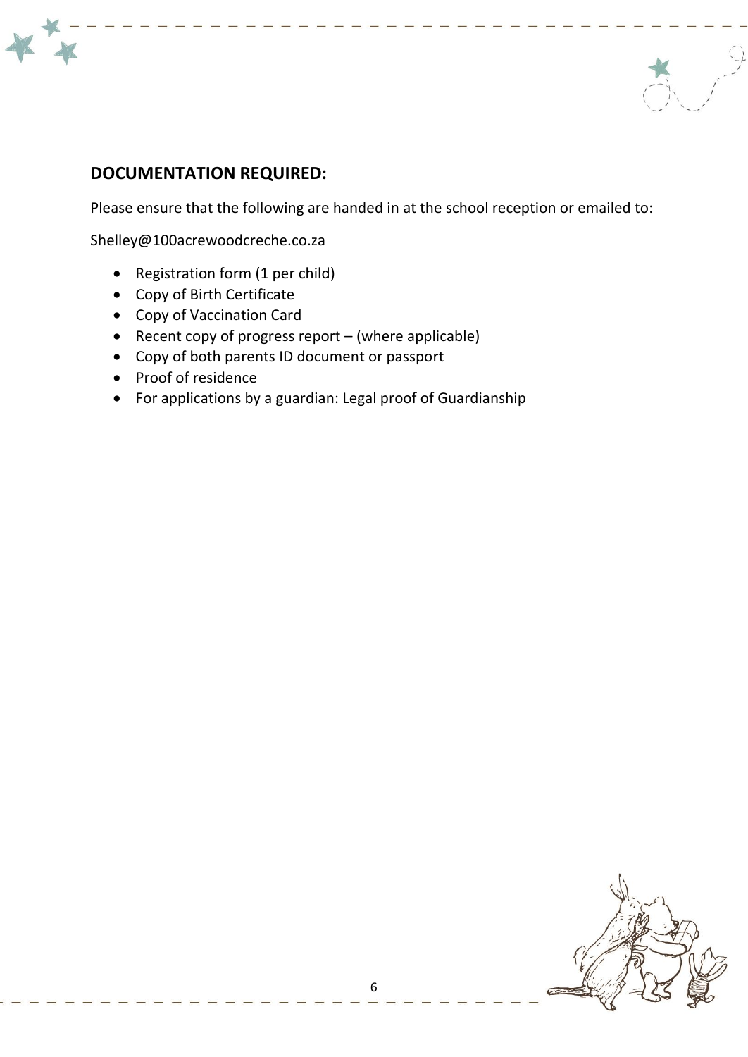## DOCUMENTATION REQUIRED:

Please ensure that the following are handed in at the school reception or emailed to:

Shelley@100acrewoodcreche.co.za

- Registration form (1 per child)
- Copy of Birth Certificate
- Copy of Vaccination Card
- Recent copy of progress report – (where applicable)
- Copy of both parents ID document or passport
- Proof of residence
- For applications by a guardian: Legal proof of Guardianship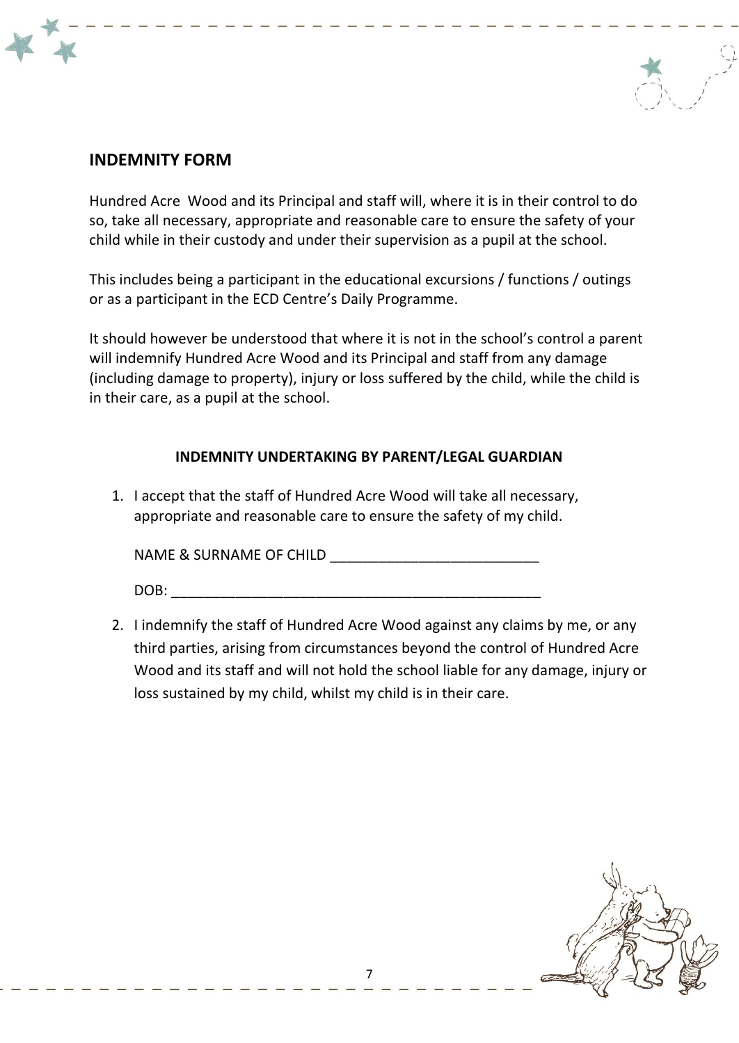## INDEMNITY FORM

Hundred Acre Wood and its Principal and staff will, where it is in their control to do so, take all necessary, appropriate and reasonable care to ensure the safety of your child while in their custody and under their supervision as a pupil at the school.

This includes being a participant in the educational excursions / functions / outings or as a participant in the ECD Centre's Daily Programme.

It should however be understood that where it is not in the school's control a parent will indemnify Hundred Acre Wood and its Principal and staff from any damage (including damage to property), injury or loss suffered by the child, while the child is in their care, as a pupil at the school.

**INDEMNITY UNDERTAKING BY PARENT/LEGAL GUARDIAN**

1. I accept that the staff of Hundred Acre Wood will take all necessary, appropriate and reasonable care to ensure the safety of my child.

   NAME & SURNAME OF CHILD ___________________________

   DOB: ________________________________________________

2. I indemnify the staff of Hundred Acre Wood against any claims by me, or any third parties, arising from circumstances beyond the control of Hundred Acre Wood and its staff and will not hold the school liable for any damage, injury or loss sustained by my child, whilst my child is in their care.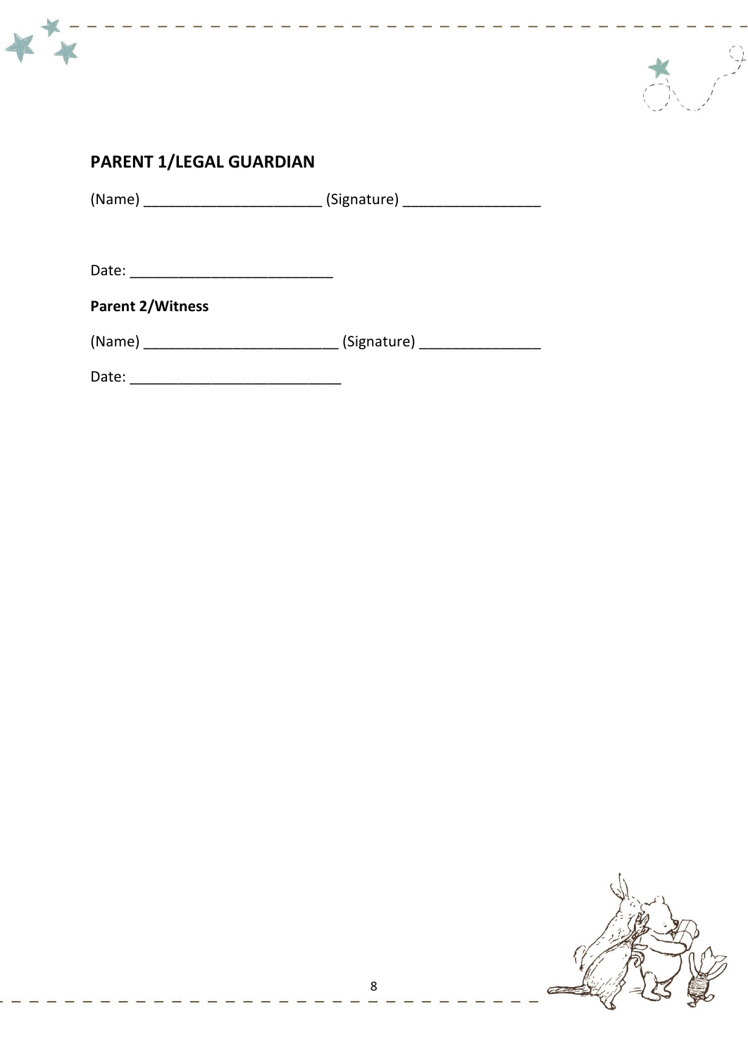## PARENT 1/LEGAL GUARDIAN

(Name) ______________________ (Signature) _________________

Date: _________________________

**Parent 2/Witness**

(Name) ________________________ (Signature) _______________

Date: __________________________